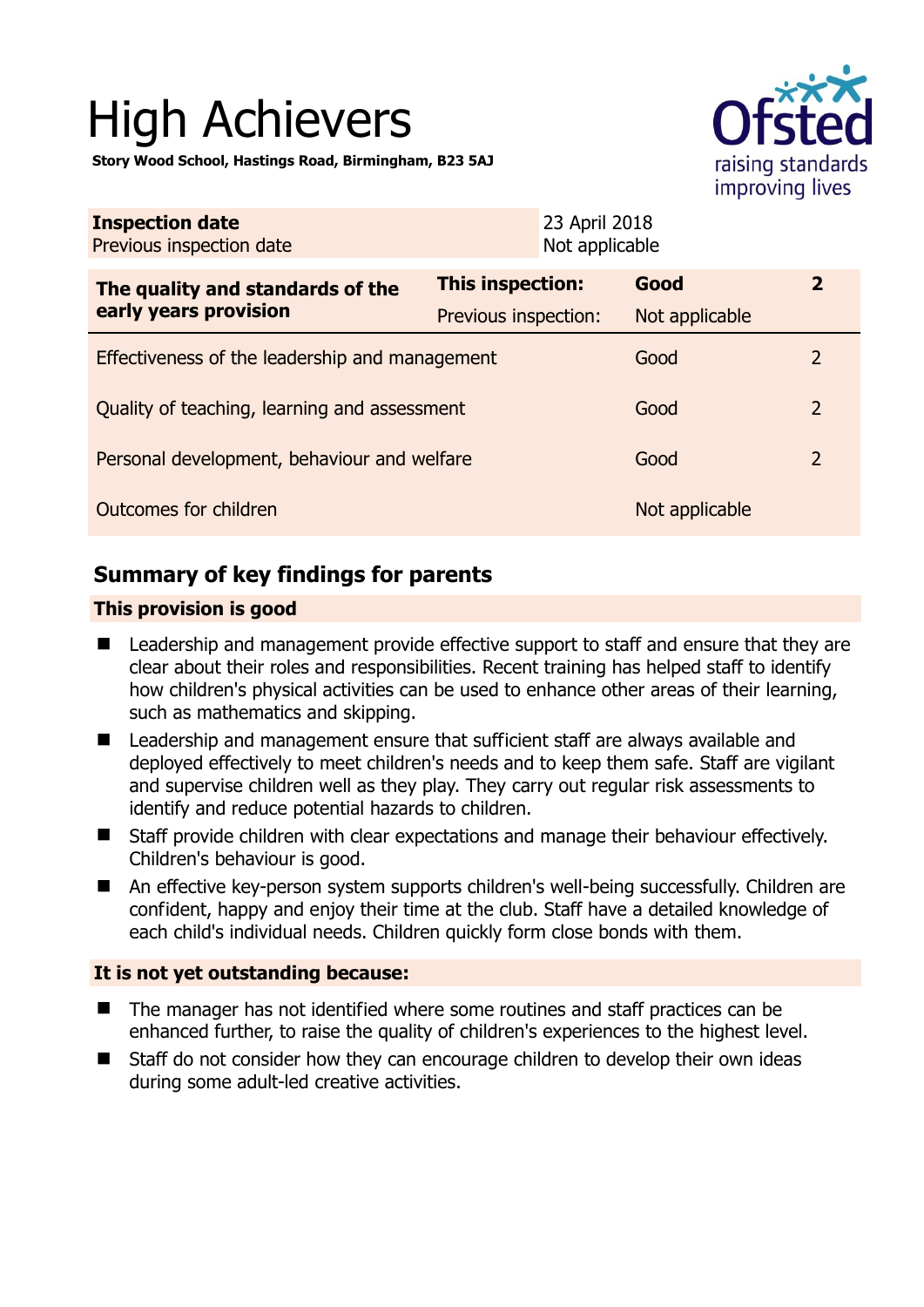# High Achievers

**Story Wood School, Hastings Road, Birmingham, B23 5AJ**

Ofsted raising standards improving lives

| **Inspection date** | 23 April 2018 |
|---|---|
| Previous inspection date | Not applicable |

| **The quality and standards of the early years provision** | **This inspection:** | **Good** | **2** |
|---|---|---|---|
| | Previous inspection: | Not applicable | |
| Effectiveness of the leadership and management | | Good | 2 |
| Quality of teaching, learning and assessment | | Good | 2 |
| Personal development, behaviour and welfare | | Good | 2 |
| Outcomes for children | | Not applicable | |

## Summary of key findings for parents

### This provision is good

- Leadership and management provide effective support to staff and ensure that they are clear about their roles and responsibilities. Recent training has helped staff to identify how children's physical activities can be used to enhance other areas of their learning, such as mathematics and skipping.
- Leadership and management ensure that sufficient staff are always available and deployed effectively to meet children's needs and to keep them safe. Staff are vigilant and supervise children well as they play. They carry out regular risk assessments to identify and reduce potential hazards to children.
- Staff provide children with clear expectations and manage their behaviour effectively. Children's behaviour is good.
- An effective key-person system supports children's well-being successfully. Children are confident, happy and enjoy their time at the club. Staff have a detailed knowledge of each child's individual needs. Children quickly form close bonds with them.

### It is not yet outstanding because:

- The manager has not identified where some routines and staff practices can be enhanced further, to raise the quality of children's experiences to the highest level.
- Staff do not consider how they can encourage children to develop their own ideas during some adult-led creative activities.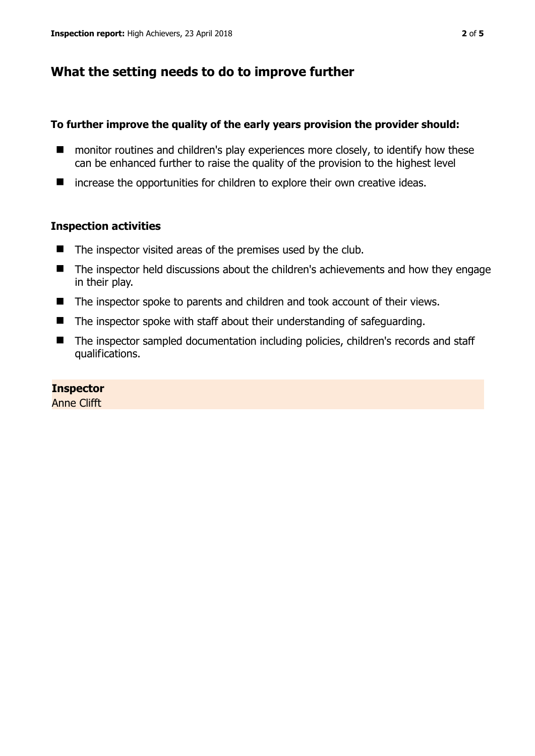## What the setting needs to do to improve further

### To further improve the quality of the early years provision the provider should:

- monitor routines and children's play experiences more closely, to identify how these can be enhanced further to raise the quality of the provision to the highest level
- increase the opportunities for children to explore their own creative ideas.

### Inspection activities

- The inspector visited areas of the premises used by the club.
- The inspector held discussions about the children's achievements and how they engage in their play.
- The inspector spoke to parents and children and took account of their views.
- The inspector spoke with staff about their understanding of safeguarding.
- The inspector sampled documentation including policies, children's records and staff qualifications.

**Inspector**
Anne Clifft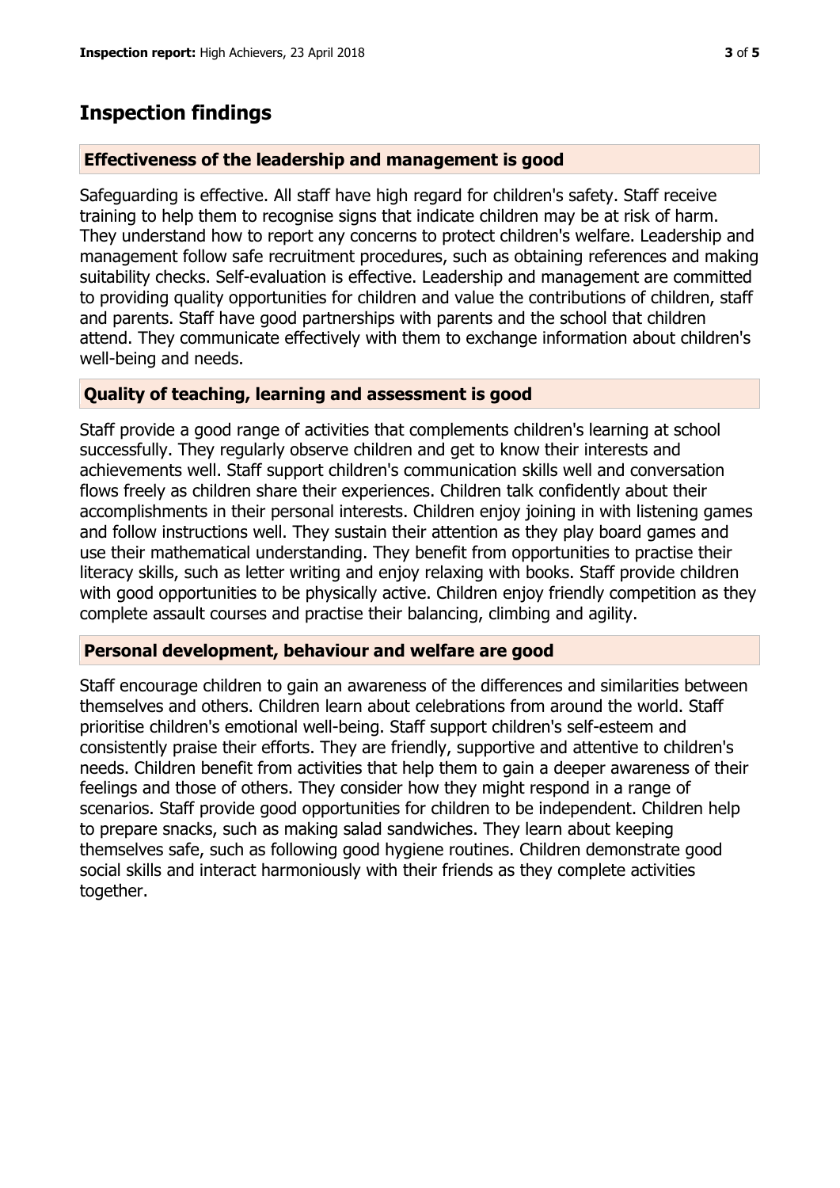## Inspection findings

### Effectiveness of the leadership and management is good

Safeguarding is effective. All staff have high regard for children's safety. Staff receive training to help them to recognise signs that indicate children may be at risk of harm. They understand how to report any concerns to protect children's welfare. Leadership and management follow safe recruitment procedures, such as obtaining references and making suitability checks. Self-evaluation is effective. Leadership and management are committed to providing quality opportunities for children and value the contributions of children, staff and parents. Staff have good partnerships with parents and the school that children attend. They communicate effectively with them to exchange information about children's well-being and needs.

### Quality of teaching, learning and assessment is good

Staff provide a good range of activities that complements children's learning at school successfully. They regularly observe children and get to know their interests and achievements well. Staff support children's communication skills well and conversation flows freely as children share their experiences. Children talk confidently about their accomplishments in their personal interests. Children enjoy joining in with listening games and follow instructions well. They sustain their attention as they play board games and use their mathematical understanding. They benefit from opportunities to practise their literacy skills, such as letter writing and enjoy relaxing with books. Staff provide children with good opportunities to be physically active. Children enjoy friendly competition as they complete assault courses and practise their balancing, climbing and agility.

### Personal development, behaviour and welfare are good

Staff encourage children to gain an awareness of the differences and similarities between themselves and others. Children learn about celebrations from around the world. Staff prioritise children's emotional well-being. Staff support children's self-esteem and consistently praise their efforts. They are friendly, supportive and attentive to children's needs. Children benefit from activities that help them to gain a deeper awareness of their feelings and those of others. They consider how they might respond in a range of scenarios. Staff provide good opportunities for children to be independent. Children help to prepare snacks, such as making salad sandwiches. They learn about keeping themselves safe, such as following good hygiene routines. Children demonstrate good social skills and interact harmoniously with their friends as they complete activities together.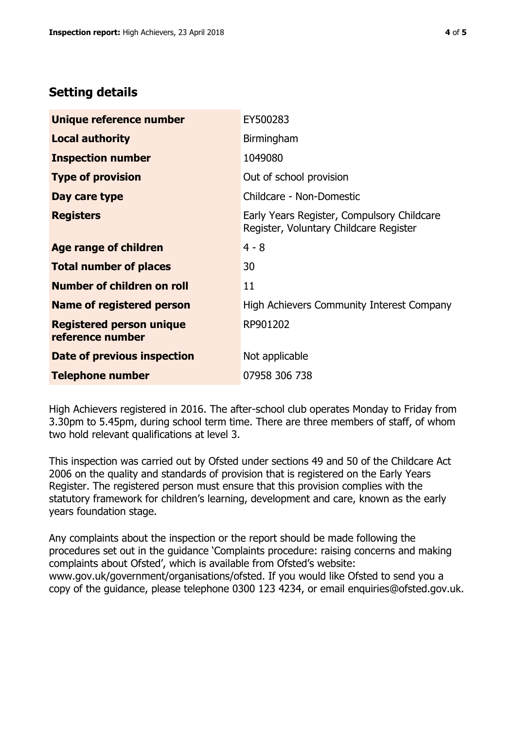## Setting details

| | |
|---|---|
| **Unique reference number** | EY500283 |
| **Local authority** | Birmingham |
| **Inspection number** | 1049080 |
| **Type of provision** | Out of school provision |
| **Day care type** | Childcare - Non-Domestic |
| **Registers** | Early Years Register, Compulsory Childcare Register, Voluntary Childcare Register |
| **Age range of children** | 4 - 8 |
| **Total number of places** | 30 |
| **Number of children on roll** | 11 |
| **Name of registered person** | High Achievers Community Interest Company |
| **Registered person unique reference number** | RP901202 |
| **Date of previous inspection** | Not applicable |
| **Telephone number** | 07958 306 738 |

High Achievers registered in 2016. The after-school club operates Monday to Friday from 3.30pm to 5.45pm, during school term time. There are three members of staff, of whom two hold relevant qualifications at level 3.

This inspection was carried out by Ofsted under sections 49 and 50 of the Childcare Act 2006 on the quality and standards of provision that is registered on the Early Years Register. The registered person must ensure that this provision complies with the statutory framework for children's learning, development and care, known as the early years foundation stage.

Any complaints about the inspection or the report should be made following the procedures set out in the guidance 'Complaints procedure: raising concerns and making complaints about Ofsted', which is available from Ofsted's website: www.gov.uk/government/organisations/ofsted. If you would like Ofsted to send you a copy of the guidance, please telephone 0300 123 4234, or email enquiries@ofsted.gov.uk.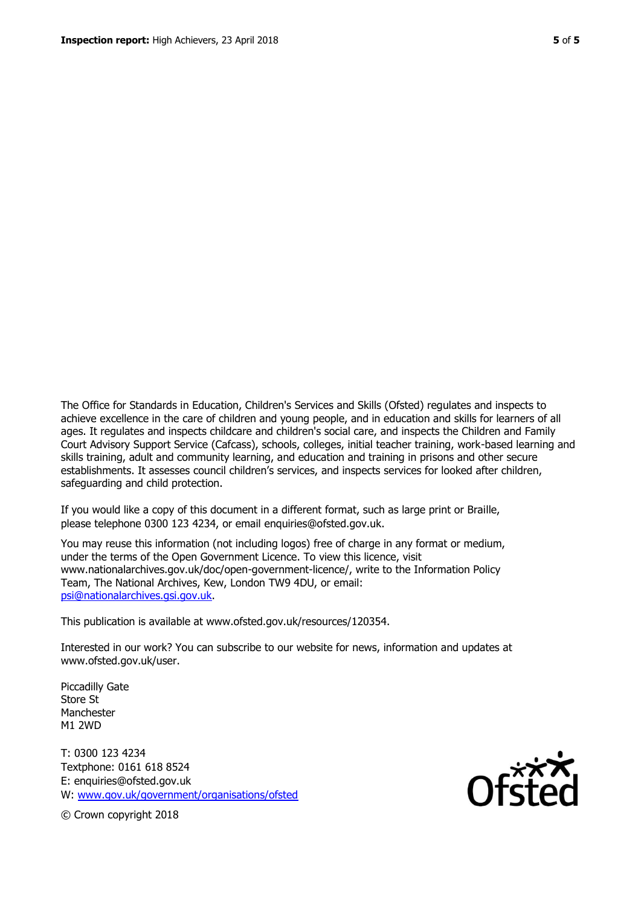The Office for Standards in Education, Children's Services and Skills (Ofsted) regulates and inspects to achieve excellence in the care of children and young people, and in education and skills for learners of all ages. It regulates and inspects childcare and children's social care, and inspects the Children and Family Court Advisory Support Service (Cafcass), schools, colleges, initial teacher training, work-based learning and skills training, adult and community learning, and education and training in prisons and other secure establishments. It assesses council children's services, and inspects services for looked after children, safeguarding and child protection.

If you would like a copy of this document in a different format, such as large print or Braille, please telephone 0300 123 4234, or email enquiries@ofsted.gov.uk.

You may reuse this information (not including logos) free of charge in any format or medium, under the terms of the Open Government Licence. To view this licence, visit www.nationalarchives.gov.uk/doc/open-government-licence/, write to the Information Policy Team, The National Archives, Kew, London TW9 4DU, or email: psi@nationalarchives.gsi.gov.uk.

This publication is available at www.ofsted.gov.uk/resources/120354.

Interested in our work? You can subscribe to our website for news, information and updates at www.ofsted.gov.uk/user.

Piccadilly Gate
Store St
Manchester
M1 2WD

T: 0300 123 4234
Textphone: 0161 618 8524
E: enquiries@ofsted.gov.uk
W: www.gov.uk/government/organisations/ofsted

© Crown copyright 2018